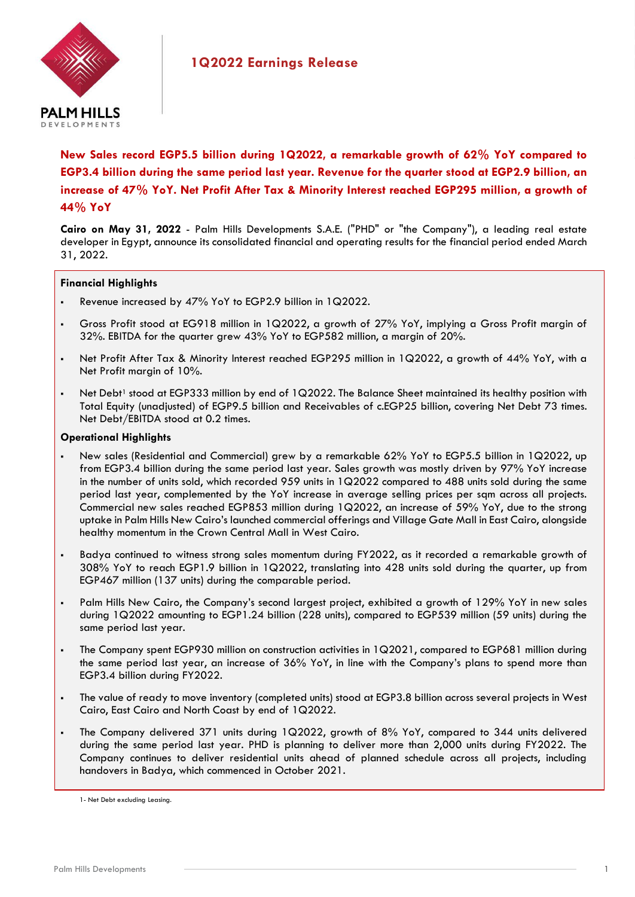# 1Q2022 Earnings Release

**New Sales record EGP5.5 billion during 1Q2022, a remarkable growth of 62% YoY compared to EGP3.4 billion during the same period last year. Revenue for the quarter stood at EGP2.9 billion, an increase of 47% YoY. Net Profit After Tax & Minority Interest reached EGP295 million, a growth of 44% YoY**

**Cairo on May 31, 2022** - Palm Hills Developments S.A.E. ("PHD" or "the Company"), a leading real estate developer in Egypt, announce its consolidated financial and operating results for the financial period ended March 31, 2022.

## Financial Highlights

- Revenue increased by 47% YoY to EGP2.9 billion in 1Q2022.
- Gross Profit stood at EG918 million in 1Q2022, a growth of 27% YoY, implying a Gross Profit margin of 32%. EBITDA for the quarter grew 43% YoY to EGP582 million, a margin of 20%.
- Net Profit After Tax & Minority Interest reached EGP295 million in 1Q2022, a growth of 44% YoY, with a Net Profit margin of 10%.
- Net Debt[1] stood at EGP333 million by end of 1Q2022. The Balance Sheet maintained its healthy position with Total Equity (unadjusted) of EGP9.5 billion and Receivables of c.EGP25 billion, covering Net Debt 73 times. Net Debt/EBITDA stood at 0.2 times.

## Operational Highlights

- New sales (Residential and Commercial) grew by a remarkable 62% YoY to EGP5.5 billion in 1Q2022, up from EGP3.4 billion during the same period last year. Sales growth was mostly driven by 97% YoY increase in the number of units sold, which recorded 959 units in 1Q2022 compared to 488 units sold during the same period last year, complemented by the YoY increase in average selling prices per sqm across all projects. Commercial new sales reached EGP853 million during 1Q2022, an increase of 59% YoY, due to the strong uptake in Palm Hills New Cairo's launched commercial offerings and Village Gate Mall in East Cairo, alongside healthy momentum in the Crown Central Mall in West Cairo.
- Badya continued to witness strong sales momentum during FY2022, as it recorded a remarkable growth of 308% YoY to reach EGP1.9 billion in 1Q2022, translating into 428 units sold during the quarter, up from EGP467 million (137 units) during the comparable period.
- Palm Hills New Cairo, the Company's second largest project, exhibited a growth of 129% YoY in new sales during 1Q2022 amounting to EGP1.24 billion (228 units), compared to EGP539 million (59 units) during the same period last year.
- The Company spent EGP930 million on construction activities in 1Q2021, compared to EGP681 million during the same period last year, an increase of 36% YoY, in line with the Company's plans to spend more than EGP3.4 billion during FY2022.
- The value of ready to move inventory (completed units) stood at EGP3.8 billion across several projects in West Cairo, East Cairo and North Coast by end of 1Q2022.
- The Company delivered 371 units during 1Q2022, growth of 8% YoY, compared to 344 units delivered during the same period last year. PHD is planning to deliver more than 2,000 units during FY2022. The Company continues to deliver residential units ahead of planned schedule across all projects, including handovers in Badya, which commenced in October 2021.

1- Net Debt excluding Leasing.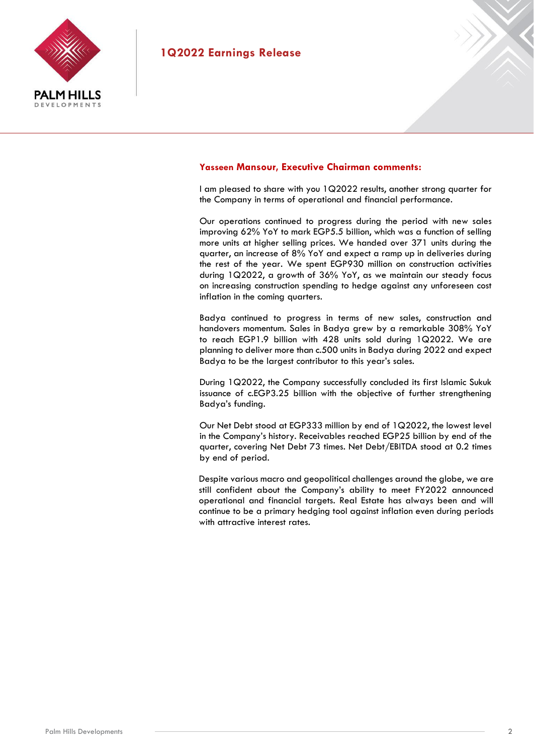### Yasseen Mansour, Executive Chairman comments:

I am pleased to share with you 1Q2022 results, another strong quarter for the Company in terms of operational and financial performance.

Our operations continued to progress during the period with new sales improving 62% YoY to mark EGP5.5 billion, which was a function of selling more units at higher selling prices. We handed over 371 units during the quarter, an increase of 8% YoY and expect a ramp up in deliveries during the rest of the year. We spent EGP930 million on construction activities during 1Q2022, a growth of 36% YoY, as we maintain our steady focus on increasing construction spending to hedge against any unforeseen cost inflation in the coming quarters.

Badya continued to progress in terms of new sales, construction and handovers momentum. Sales in Badya grew by a remarkable 308% YoY to reach EGP1.9 billion with 428 units sold during 1Q2022. We are planning to deliver more than c.500 units in Badya during 2022 and expect Badya to be the largest contributor to this year's sales.

During 1Q2022, the Company successfully concluded its first Islamic Sukuk issuance of c.EGP3.25 billion with the objective of further strengthening Badya's funding.

Our Net Debt stood at EGP333 million by end of 1Q2022, the lowest level in the Company's history. Receivables reached EGP25 billion by end of the quarter, covering Net Debt 73 times. Net Debt/EBITDA stood at 0.2 times by end of period.

Despite various macro and geopolitical challenges around the globe, we are still confident about the Company's ability to meet FY2022 announced operational and financial targets. Real Estate has always been and will continue to be a primary hedging tool against inflation even during periods with attractive interest rates.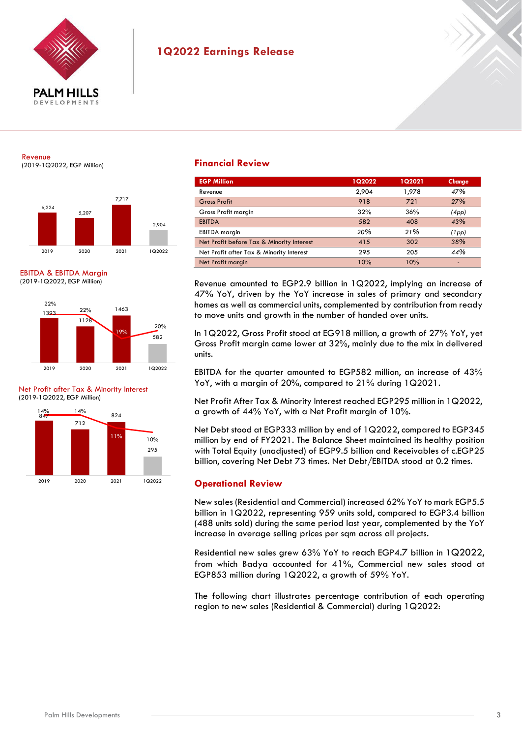# 1Q2022 Earnings Release

Revenue
(2019-1Q2022, EGP Million)

| 2019 | 2020 | 2021 | 1Q2022 |
|---|---|---|---|
| 6,224 | 5,207 | 7,717 | 2,904 |

EBITDA & EBITDA Margin
(2019-1Q2022, EGP Million)

| | 2019 | 2020 | 2021 | 1Q2022 |
|---|---|---|---|---|
| EBITDA | 1393 | 1128 | 1463 | 582 |
| EBITDA Margin | 22% | 22% | 19% | 20% |

Net Profit after Tax & Minority Interest
(2019-1Q2022, EGP Million)

| | 2019 | 2020 | 2021 | 1Q2022 |
|---|---|---|---|---|
| Net Profit | 847 | 712 | 824 | 295 |
| Net Profit Margin | 14% | 14% | 11% | 10% |

## Financial Review

| EGP Million | 1Q2022 | 1Q2021 | Change |
|---|---|---|---|
| Revenue | 2,904 | 1,978 | 47% |
| Gross Profit | 918 | 721 | 27% |
| Gross Profit margin | 32% | 36% | (4pp) |
| EBITDA | 582 | 408 | 43% |
| EBITDA margin | 20% | 21% | (1pp) |
| Net Profit before Tax & Minority Interest | 415 | 302 | 38% |
| Net Profit after Tax & Minority Interest | 295 | 205 | 44% |
| Net Profit margin | 10% | 10% | - |

Revenue amounted to EGP2.9 billion in 1Q2022, implying an increase of 47% YoY, driven by the YoY increase in sales of primary and secondary homes as well as commercial units, complemented by contribution from ready to move units and growth in the number of handed over units.

In 1Q2022, Gross Profit stood at EG918 million, a growth of 27% YoY, yet Gross Profit margin came lower at 32%, mainly due to the mix in delivered units.

EBITDA for the quarter amounted to EGP582 million, an increase of 43% YoY, with a margin of 20%, compared to 21% during 1Q2021.

Net Profit After Tax & Minority Interest reached EGP295 million in 1Q2022, a growth of 44% YoY, with a Net Profit margin of 10%.

Net Debt stood at EGP333 million by end of 1Q2022, compared to EGP345 million by end of FY2021. The Balance Sheet maintained its healthy position with Total Equity (unadjusted) of EGP9.5 billion and Receivables of c.EGP25 billion, covering Net Debt 73 times. Net Debt/EBITDA stood at 0.2 times.

## Operational Review

New sales (Residential and Commercial) increased 62% YoY to mark EGP5.5 billion in 1Q2022, representing 959 units sold, compared to EGP3.4 billion (488 units sold) during the same period last year, complemented by the YoY increase in average selling prices per sqm across all projects.

Residential new sales grew 63% YoY to reach EGP4.7 billion in 1Q2022, from which Badya accounted for 41%, Commercial new sales stood at EGP853 million during 1Q2022, a growth of 59% YoY.

The following chart illustrates percentage contribution of each operating region to new sales (Residential & Commercial) during 1Q2022: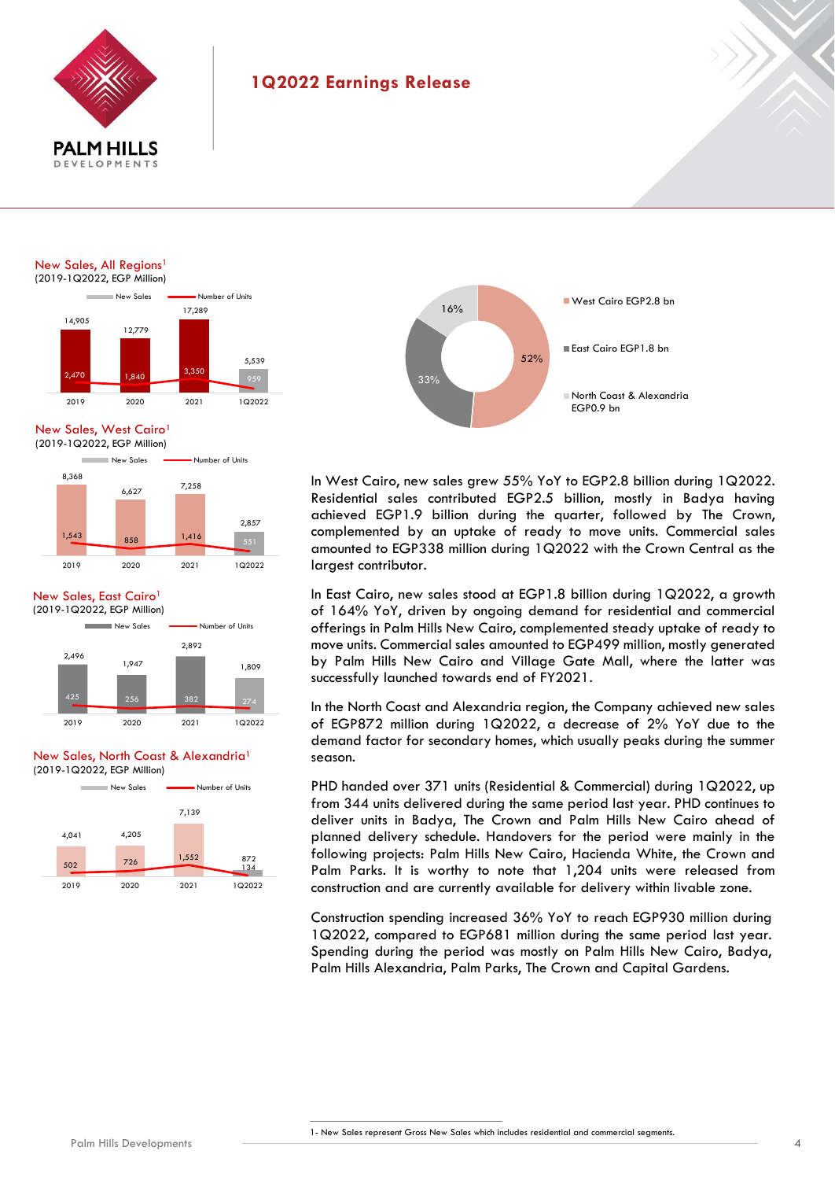# 1Q2022 Earnings Release

**New Sales, All Regions[1]**
(2019-1Q2022, EGP Million)

| | 2019 | 2020 | 2021 | 1Q2022 |
|---|---|---|---|---|
| New Sales | 14,905 | 12,779 | 17,289 | 5,539 |
| Number of Units | 2,470 | 1,840 | 3,350 | 959 |

**New Sales, West Cairo[1]**
(2019-1Q2022, EGP Million)

| | 2019 | 2020 | 2021 | 1Q2022 |
|---|---|---|---|---|
| New Sales | 8,368 | 6,627 | 7,258 | 2,857 |
| Number of Units | 1,543 | 858 | 1,416 | 551 |

**New Sales, East Cairo[1]**
(2019-1Q2022, EGP Million)

| | 2019 | 2020 | 2021 | 1Q2022 |
|---|---|---|---|---|
| New Sales | 2,496 | 1,947 | 2,892 | 1,809 |
| Number of Units | 425 | 256 | 382 | 274 |

**New Sales, North Coast & Alexandria[1]**
(2019-1Q2022, EGP Million)

| | 2019 | 2020 | 2021 | 1Q2022 |
|---|---|---|---|---|
| New Sales | 4,041 | 4,205 | 7,139 | 872 |
| Number of Units | 502 | 726 | 1,552 | 134 |

| Region | Share |
|---|---|
| West Cairo EGP2.8 bn | 52% |
| East Cairo EGP1.8 bn | 33% |
| North Coast & Alexandria EGP0.9 bn | 16% |

In West Cairo, new sales grew 55% YoY to EGP2.8 billion during 1Q2022. Residential sales contributed EGP2.5 billion, mostly in Badya having achieved EGP1.9 billion during the quarter, followed by The Crown, complemented by an uptake of ready to move units. Commercial sales amounted to EGP338 million during 1Q2022 with the Crown Central as the largest contributor.

In East Cairo, new sales stood at EGP1.8 billion during 1Q2022, a growth of 164% YoY, driven by ongoing demand for residential and commercial offerings in Palm Hills New Cairo, complemented steady uptake of ready to move units. Commercial sales amounted to EGP499 million, mostly generated by Palm Hills New Cairo and Village Gate Mall, where the latter was successfully launched towards end of FY2021.

In the North Coast and Alexandria region, the Company achieved new sales of EGP872 million during 1Q2022, a decrease of 2% YoY due to the demand factor for secondary homes, which usually peaks during the summer season.

PHD handed over 371 units (Residential & Commercial) during 1Q2022, up from 344 units delivered during the same period last year. PHD continues to deliver units in Badya, The Crown and Palm Hills New Cairo ahead of planned delivery schedule. Handovers for the period were mainly in the following projects: Palm Hills New Cairo, Hacienda White, the Crown and Palm Parks. It is worthy to note that 1,204 units were released from construction and are currently available for delivery within livable zone.

Construction spending increased 36% YoY to reach EGP930 million during 1Q2022, compared to EGP681 million during the same period last year. Spending during the period was mostly on Palm Hills New Cairo, Badya, Palm Hills Alexandria, Palm Parks, The Crown and Capital Gardens.

1- New Sales represent Gross New Sales which includes residential and commercial segments.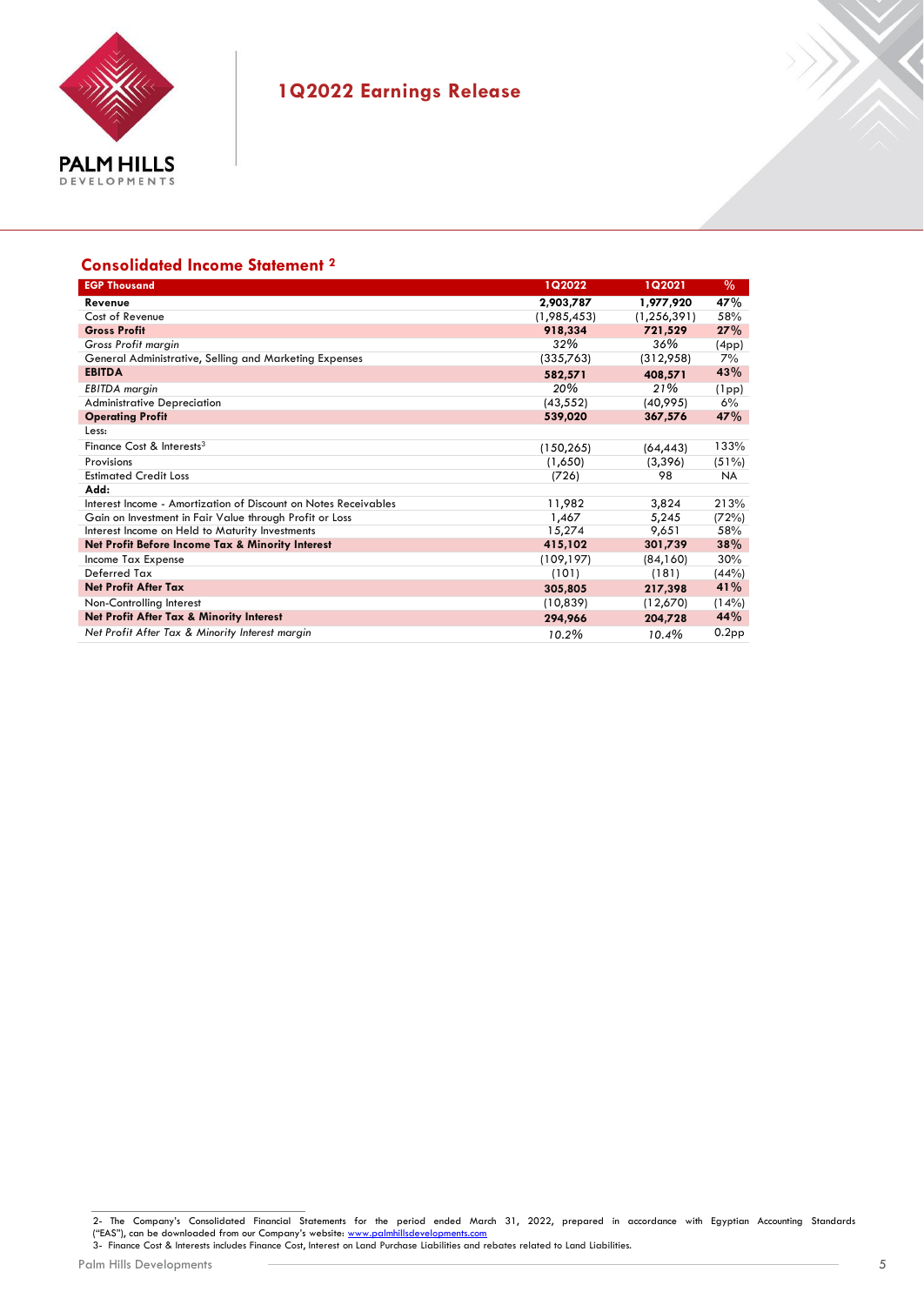# 1Q2022 Earnings Release

## Consolidated Income Statement [2]

| EGP Thousand | 1Q2022 | 1Q2021 | % |
|---|---|---|---|
| **Revenue** | **2,903,787** | **1,977,920** | **47%** |
| Cost of Revenue | (1,985,453) | (1,256,391) | 58% |
| **Gross Profit** | **918,334** | **721,529** | **27%** |
| *Gross Profit margin* | *32%* | *36%* | (4pp) |
| General Administrative, Selling and Marketing Expenses | (335,763) | (312,958) | 7% |
| **EBITDA** | **582,571** | **408,571** | **43%** |
| *EBITDA margin* | *20%* | *21%* | (1pp) |
| Administrative Depreciation | (43,552) | (40,995) | 6% |
| **Operating Profit** | **539,020** | **367,576** | **47%** |
| Less: | | | |
| Finance Cost & Interests[3] | (150,265) | (64,443) | 133% |
| Provisions | (1,650) | (3,396) | (51%) |
| Estimated Credit Loss | (726) | 98 | NA |
| **Add:** | | | |
| Interest Income - Amortization of Discount on Notes Receivables | 11,982 | 3,824 | 213% |
| Gain on Investment in Fair Value through Profit or Loss | 1,467 | 5,245 | (72%) |
| Interest Income on Held to Maturity Investments | 15,274 | 9,651 | 58% |
| **Net Profit Before Income Tax & Minority Interest** | **415,102** | **301,739** | **38%** |
| Income Tax Expense | (109,197) | (84,160) | 30% |
| Deferred Tax | (101) | (181) | (44%) |
| **Net Profit After Tax** | **305,805** | **217,398** | **41%** |
| Non-Controlling Interest | (10,839) | (12,670) | (14%) |
| **Net Profit After Tax & Minority Interest** | **294,966** | **204,728** | **44%** |
| *Net Profit After Tax & Minority Interest margin* | *10.2%* | *10.4%* | 0.2pp |

2- The Company's Consolidated Financial Statements for the period ended March 31, 2022, prepared in accordance with Egyptian Accounting Standards ("EAS"), can be downloaded from our Company's website: www.palmhillsdevelopments.com

3- Finance Cost & Interests includes Finance Cost, Interest on Land Purchase Liabilities and rebates related to Land Liabilities.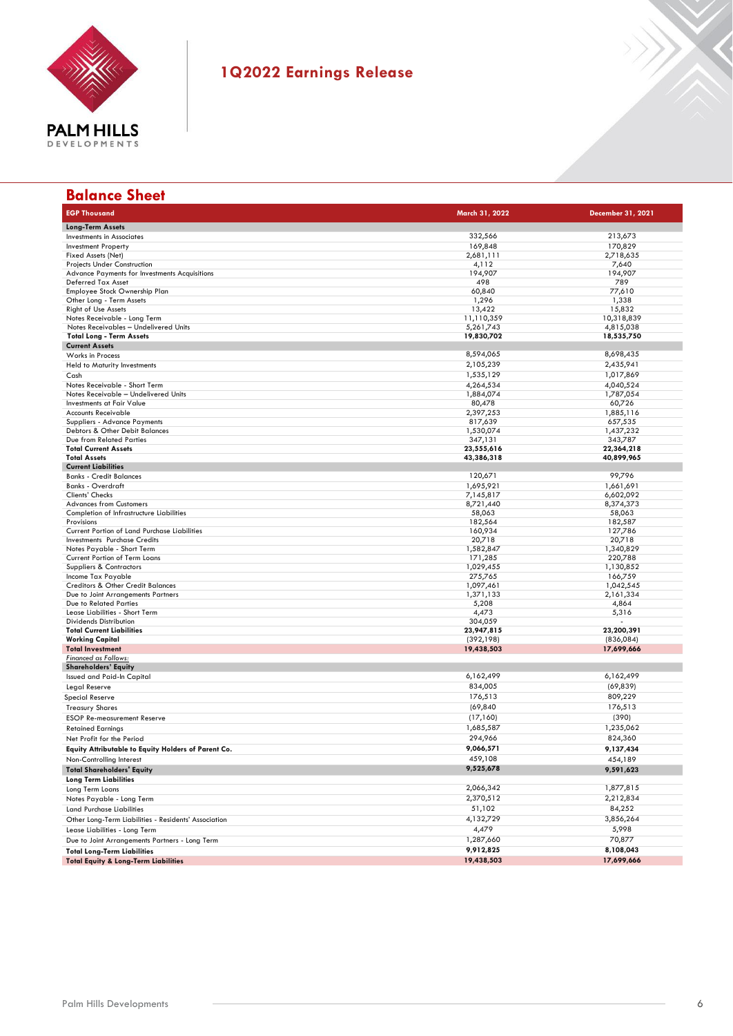# 1Q2022 Earnings Release

## Balance Sheet

| EGP Thousand | March 31, 2022 | December 31, 2021 |
|---|---|---|
| **Long-Term Assets** | | |
| Investments in Associates | 332,566 | 213,673 |
| Investment Property | 169,848 | 170,829 |
| Fixed Assets (Net) | 2,681,111 | 2,718,635 |
| Projects Under Construction | 4,112 | 7,640 |
| Advance Payments for Investments Acquisitions | 194,907 | 194,907 |
| Deferred Tax Asset | 498 | 789 |
| Employee Stock Ownership Plan | 60,840 | 77,610 |
| Other Long - Term Assets | 1,296 | 1,338 |
| Right of Use Assets | 13,422 | 15,832 |
| Notes Receivable - Long Term | 11,110,359 | 10,318,839 |
| Notes Receivables – Undelivered Units | 5,261,743 | 4,815,038 |
| **Total Long - Term Assets** | **19,830,702** | **18,535,750** |
| **Current Assets** | | |
| Works in Process | 8,594,065 | 8,698,435 |
| Held to Maturity Investments | 2,105,239 | 2,435,941 |
| Cash | 1,535,129 | 1,017,869 |
| Notes Receivable - Short Term | 4,264,534 | 4,040,524 |
| Notes Receivable – Undelivered Units | 1,884,074 | 1,787,054 |
| Investments at Fair Value | 80,478 | 60,726 |
| Accounts Receivable | 2,397,253 | 1,885,116 |
| Suppliers - Advance Payments | 817,639 | 657,535 |
| Debtors & Other Debit Balances | 1,530,074 | 1,437,232 |
| Due from Related Parties | 347,131 | 343,787 |
| **Total Current Assets** | **23,555,616** | **22,364,218** |
| **Total Assets** | **43,386,318** | **40,899,965** |
| **Current Liabilities** | | |
| Banks - Credit Balances | 120,671 | 99,796 |
| Banks - Overdraft | 1,695,921 | 1,661,691 |
| Clients' Checks | 7,145,817 | 6,602,092 |
| Advances from Customers | 8,721,440 | 8,374,373 |
| Completion of Infrastructure Liabilities | 58,063 | 58,063 |
| Provisions | 182,564 | 182,587 |
| Current Portion of Land Purchase Liabilities | 160,934 | 127,786 |
| Investments Purchase Credits | 20,718 | 20,718 |
| Notes Payable - Short Term | 1,582,847 | 1,340,829 |
| Current Portion of Term Loans | 171,285 | 220,788 |
| Suppliers & Contractors | 1,029,455 | 1,130,852 |
| Income Tax Payable | 275,765 | 166,759 |
| Creditors & Other Credit Balances | 1,097,461 | 1,042,545 |
| Due to Joint Arrangements Partners | 1,371,133 | 2,161,334 |
| Due to Related Parties | 5,208 | 4,864 |
| Lease Liabilities - Short Term | 4,473 | 5,316 |
| Dividends Distribution | 304,059 | - |
| **Total Current Liabilities** | **23,947,815** | **23,200,391** |
| **Working Capital** | (392,198) | (836,084) |
| **Total Investment** | **19,438,503** | **17,699,666** |
| *Financed as Follows:* | | |
| **Shareholders' Equity** | | |
| Issued and Paid-In Capital | 6,162,499 | 6,162,499 |
| Legal Reserve | 834,005 | (69,839) |
| Special Reserve | 176,513 | 809,229 |
| Treasury Shares | (69,840 | 176,513 |
| ESOP Re-measurement Reserve | (17,160) | (390) |
| Retained Earnings | 1,685,587 | 1,235,062 |
| Net Profit for the Period | 294,966 | 824,360 |
| **Equity Attributable to Equity Holders of Parent Co.** | 9,066,571 | 9,137,434 |
| Non-Controlling Interest | 459,108 | 454,189 |
| **Total Shareholders' Equity** | **9,525,678** | **9,591,623** |
| **Long Term Liabilities** | | |
| Long Term Loans | 2,066,342 | 1,877,815 |
| Notes Payable - Long Term | 2,370,512 | 2,212,834 |
| Land Purchase Liabilities | 51,102 | 84,252 |
| Other Long-Term Liabilities - Residents' Association | 4,132,729 | 3,856,264 |
| Lease Liabilities - Long Term | 4,479 | 5,998 |
| Due to Joint Arrangements Partners - Long Term | 1,287,660 | 70,877 |
| **Total Long-Term Liabilities** | **9,912,825** | **8,108,043** |
| **Total Equity & Long-Term Liabilities** | **19,438,503** | **17,699,666** |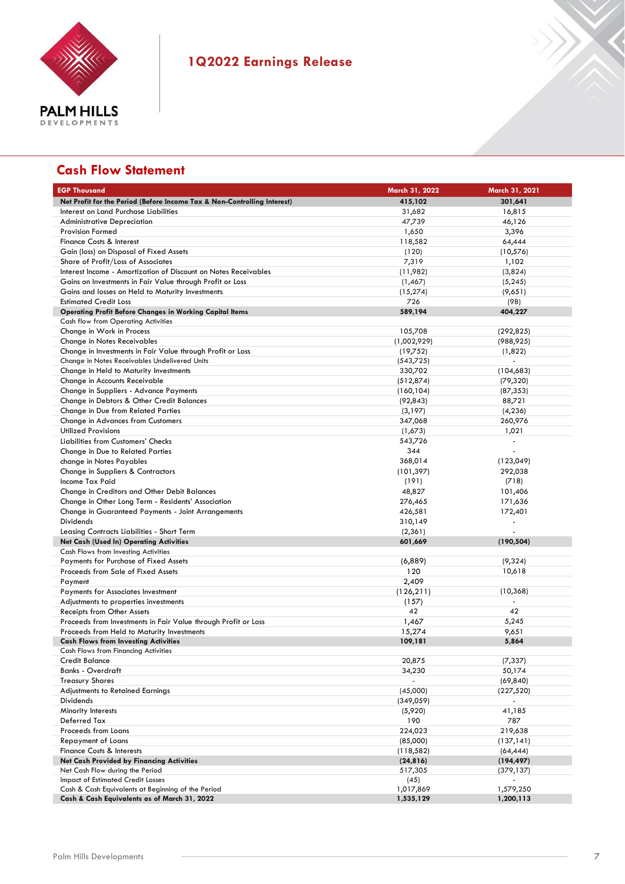# 1Q2022 Earnings Release

## Cash Flow Statement

| EGP Thousand | March 31, 2022 | March 31, 2021 |
|---|---|---|
| **Net Profit for the Period (Before Income Tax & Non-Controlling Interest)** | **415,102** | **301,641** |
| Interest on Land Purchase Liabilities | 31,682 | 16,815 |
| Administrative Depreciation | 47,739 | 46,126 |
| Provision Formed | 1,650 | 3,396 |
| Finance Costs & Interest | 118,582 | 64,444 |
| Gain (loss) on Disposal of Fixed Assets | (120) | (10,576) |
| Share of Profit/Loss of Associates | 7,319 | 1,102 |
| Interest Income - Amortization of Discount on Notes Receivables | (11,982) | (3,824) |
| Gains on Investments in Fair Value through Profit or Loss | (1,467) | (5,245) |
| Gains and losses on Held to Maturity Investments | (15,274) | (9,651) |
| Estimated Credit Loss | 726 | (98) |
| **Operating Profit Before Changes in Working Capital Items** | **589,194** | **404,227** |
| Cash flow from Operating Activities | | |
| Change in Work in Process | 105,708 | (292,825) |
| Change in Notes Receivables | (1,002,929) | (988,925) |
| Change in Investments in Fair Value through Profit or Loss | (19,752) | (1,822) |
| Change in Notes Receivables Undelivered Units | (543,725) | - |
| Change in Held to Maturity Investments | 330,702 | (104,683) |
| Change in Accounts Receivable | (512,874) | (79,320) |
| Change in Suppliers - Advance Payments | (160,104) | (87,353) |
| Change in Debtors & Other Credit Balances | (92,843) | 88,721 |
| Change in Due from Related Parties | (3,197) | (4,236) |
| Change in Advances from Customers | 347,068 | 260,976 |
| Utilized Provisions | (1,673) | 1,021 |
| Liabilities from Customers' Checks | 543,726 | - |
| Change in Due to Related Parties | 344 | - |
| change in Notes Payables | 368,014 | (123,049) |
| Change in Suppliers & Contractors | (101,397) | 292,038 |
| Income Tax Paid | (191) | (718) |
| Change in Creditors and Other Debit Balances | 48,827 | 101,406 |
| Change in Other Long Term - Residents' Association | 276,465 | 171,636 |
| Change in Guaranteed Payments - Joint Arrangements | 426,581 | 172,401 |
| Dividends | 310,149 | - |
| Leasing Contracts Liabilities - Short Term | (2,361) | - |
| **Net Cash (Used In) Operating Activities** | **601,669** | **(190,504)** |
| Cash Flows from Investing Activities | | |
| Payments for Purchase of Fixed Assets | (6,889) | (9,324) |
| Proceeds from Sale of Fixed Assets | 120 | 10,618 |
| Payment | 2,409 | |
| Payments for Associates Investment | (126,211) | (10,368) |
| Adjustments to properties investments | (157) | - |
| Receipts from Other Assets | 42 | 42 |
| Proceeds from Investments in Fair Value through Profit or Loss | 1,467 | 5,245 |
| Proceeds from Held to Maturity Investments | 15,274 | 9,651 |
| **Cash Flows from Investing Activities** | **109,181** | **5,864** |
| Cash Flows from Financing Activities | | |
| Credit Balance | 20,875 | (7,337) |
| Banks - Overdraft | 34,230 | 50,174 |
| Treasury Shares | - | (69,840) |
| Adjustments to Retained Earnings | (45,000) | (227,520) |
| Dividends | (349,059) | - |
| Minority Interests | (5,920) | 41,185 |
| Deferred Tax | 190 | 787 |
| Proceeds from Loans | 224,023 | 219,638 |
| Repayment of Loans | (85,000) | (137,141) |
| Finance Costs & Interests | (118,582) | (64,444) |
| **Net Cash Provided by Financing Activities** | **(24,816)** | **(194,497)** |
| Net Cash Flow during the Period | 517,305 | (379,137) |
| Impact of Estimated Credit Losses | (45) | - |
| Cash & Cash Equivalents at Beginning of the Period | 1,017,869 | 1,579,250 |
| **Cash & Cash Equivalents as of March 31, 2022** | **1,535,129** | **1,200,113** |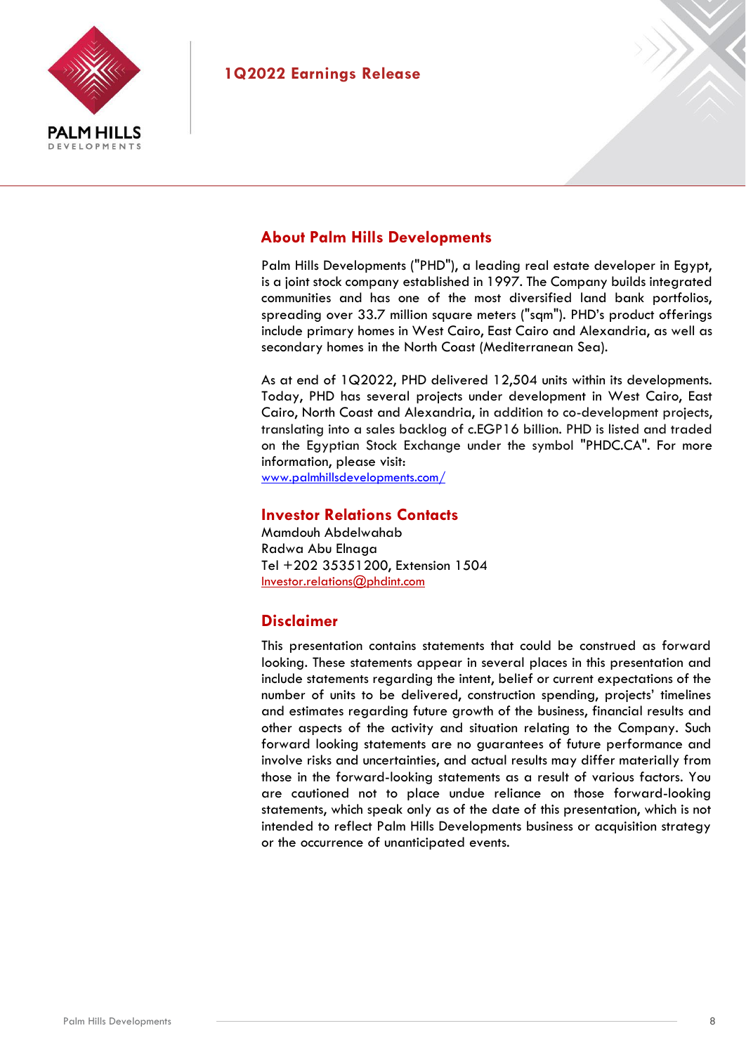## About Palm Hills Developments

Palm Hills Developments ("PHD"), a leading real estate developer in Egypt, is a joint stock company established in 1997. The Company builds integrated communities and has one of the most diversified land bank portfolios, spreading over 33.7 million square meters ("sqm"). PHD's product offerings include primary homes in West Cairo, East Cairo and Alexandria, as well as secondary homes in the North Coast (Mediterranean Sea).

As at end of 1Q2022, PHD delivered 12,504 units within its developments. Today, PHD has several projects under development in West Cairo, East Cairo, North Coast and Alexandria, in addition to co-development projects, translating into a sales backlog of c.EGP16 billion. PHD is listed and traded on the Egyptian Stock Exchange under the symbol "PHDC.CA". For more information, please visit:
www.palmhillsdevelopments.com/

## Investor Relations Contacts

Mamdouh Abdelwahab
Radwa Abu Elnaga
Tel +202 35351200, Extension 1504
Investor.relations@phdint.com

## Disclaimer

This presentation contains statements that could be construed as forward looking. These statements appear in several places in this presentation and include statements regarding the intent, belief or current expectations of the number of units to be delivered, construction spending, projects' timelines and estimates regarding future growth of the business, financial results and other aspects of the activity and situation relating to the Company. Such forward looking statements are no guarantees of future performance and involve risks and uncertainties, and actual results may differ materially from those in the forward-looking statements as a result of various factors. You are cautioned not to place undue reliance on those forward-looking statements, which speak only as of the date of this presentation, which is not intended to reflect Palm Hills Developments business or acquisition strategy or the occurrence of unanticipated events.